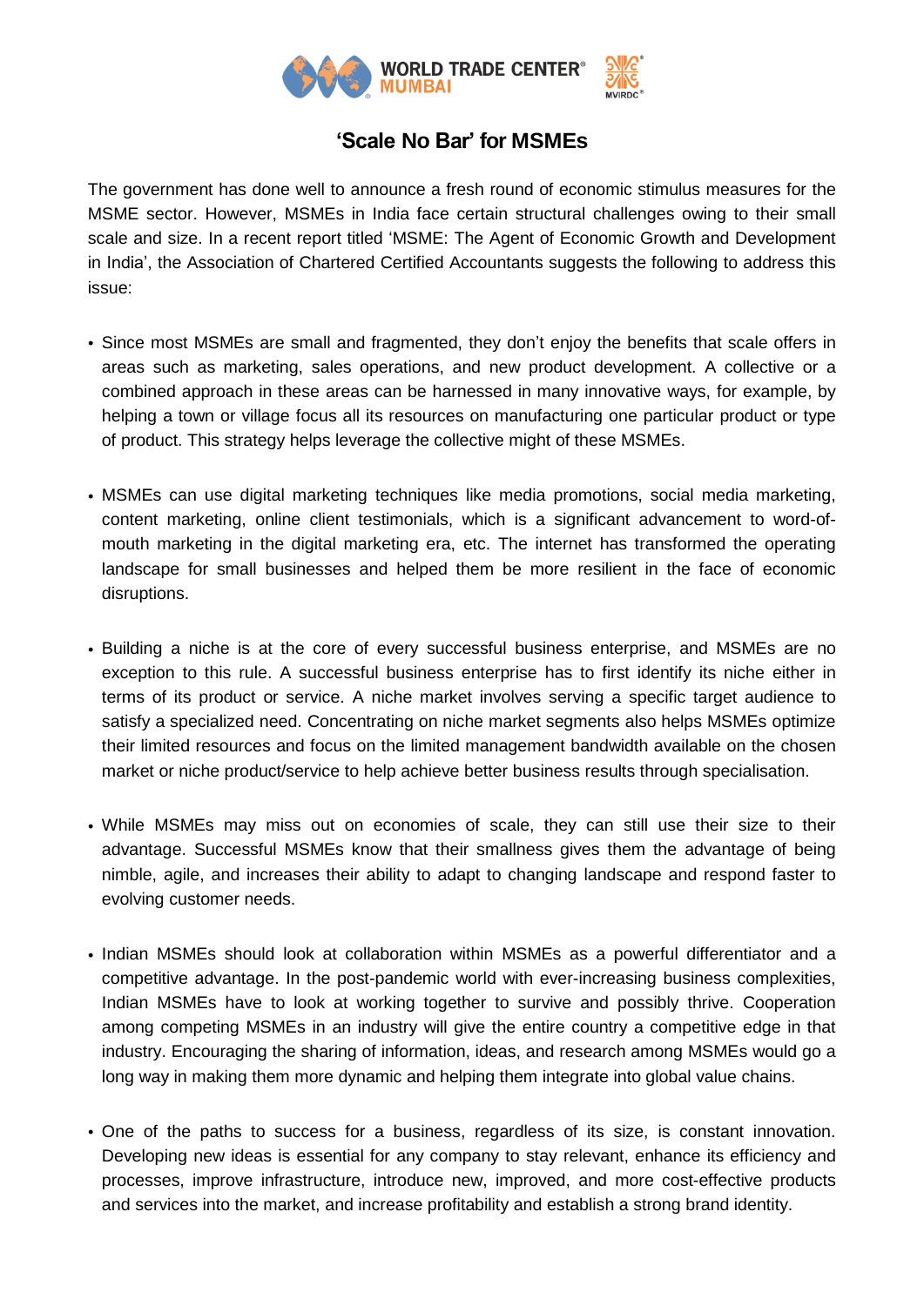# 'Scale No Bar' for MSMEs

The government has done well to announce a fresh round of economic stimulus measures for the MSME sector. However, MSMEs in India face certain structural challenges owing to their small scale and size. In a recent report titled 'MSME: The Agent of Economic Growth and Development in India', the Association of Chartered Certified Accountants suggests the following to address this issue:

- Since most MSMEs are small and fragmented, they don't enjoy the benefits that scale offers in areas such as marketing, sales operations, and new product development. A collective or a combined approach in these areas can be harnessed in many innovative ways, for example, by helping a town or village focus all its resources on manufacturing one particular product or type of product. This strategy helps leverage the collective might of these MSMEs.

- MSMEs can use digital marketing techniques like media promotions, social media marketing, content marketing, online client testimonials, which is a significant advancement to word-of-mouth marketing in the digital marketing era, etc. The internet has transformed the operating landscape for small businesses and helped them be more resilient in the face of economic disruptions.

- Building a niche is at the core of every successful business enterprise, and MSMEs are no exception to this rule. A successful business enterprise has to first identify its niche either in terms of its product or service. A niche market involves serving a specific target audience to satisfy a specialized need. Concentrating on niche market segments also helps MSMEs optimize their limited resources and focus on the limited management bandwidth available on the chosen market or niche product/service to help achieve better business results through specialisation.

- While MSMEs may miss out on economies of scale, they can still use their size to their advantage. Successful MSMEs know that their smallness gives them the advantage of being nimble, agile, and increases their ability to adapt to changing landscape and respond faster to evolving customer needs.

- Indian MSMEs should look at collaboration within MSMEs as a powerful differentiator and a competitive advantage. In the post-pandemic world with ever-increasing business complexities, Indian MSMEs have to look at working together to survive and possibly thrive. Cooperation among competing MSMEs in an industry will give the entire country a competitive edge in that industry. Encouraging the sharing of information, ideas, and research among MSMEs would go a long way in making them more dynamic and helping them integrate into global value chains.

- One of the paths to success for a business, regardless of its size, is constant innovation. Developing new ideas is essential for any company to stay relevant, enhance its efficiency and processes, improve infrastructure, introduce new, improved, and more cost-effective products and services into the market, and increase profitability and establish a strong brand identity.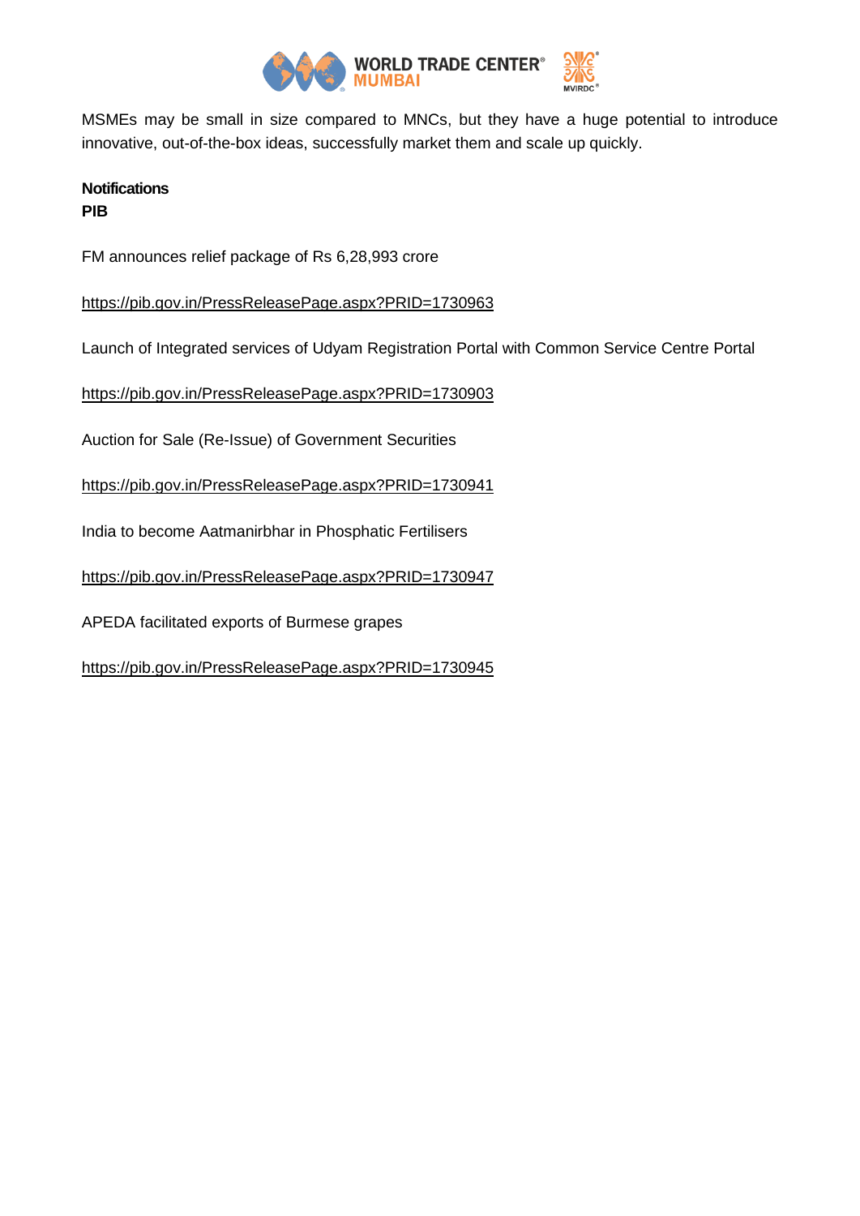MSMEs may be small in size compared to MNCs, but they have a huge potential to introduce innovative, out-of-the-box ideas, successfully market them and scale up quickly.

**Notifications**
**PIB**

FM announces relief package of Rs 6,28,993 crore

https://pib.gov.in/PressReleasePage.aspx?PRID=1730963

Launch of Integrated services of Udyam Registration Portal with Common Service Centre Portal

https://pib.gov.in/PressReleasePage.aspx?PRID=1730903

Auction for Sale (Re-Issue) of Government Securities

https://pib.gov.in/PressReleasePage.aspx?PRID=1730941

India to become Aatmanirbhar in Phosphatic Fertilisers

https://pib.gov.in/PressReleasePage.aspx?PRID=1730947

APEDA facilitated exports of Burmese grapes

https://pib.gov.in/PressReleasePage.aspx?PRID=1730945